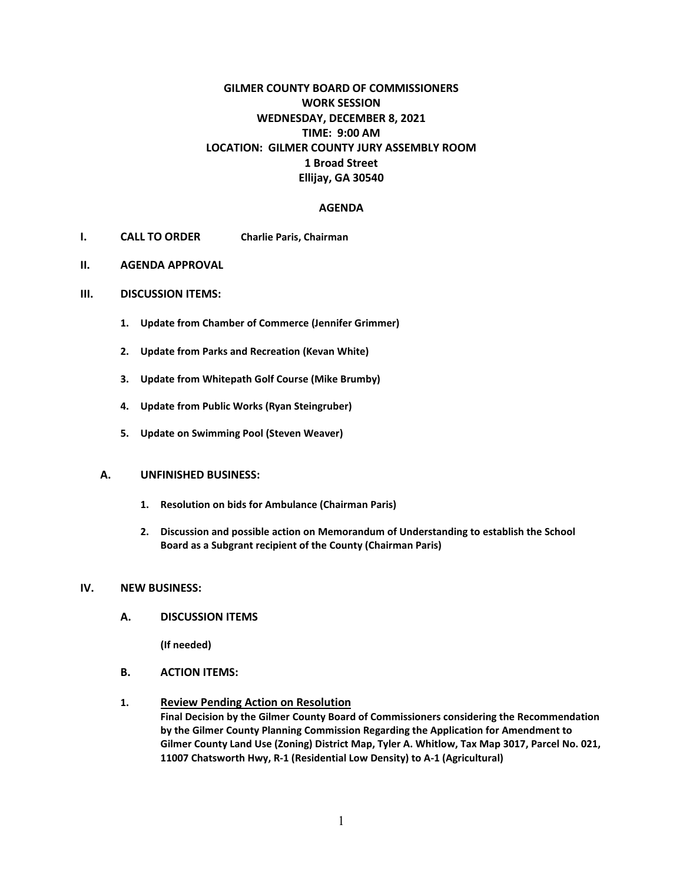# GILMER COUNTY BOARD OF COMMISSIONERS
## WORK SESSION
## WEDNESDAY, DECEMBER 8, 2021
## TIME: 9:00 AM
## LOCATION: GILMER COUNTY JURY ASSEMBLY ROOM
## 1 Broad Street
## Ellijay, GA 30540

### AGENDA

**I. CALL TO ORDER** **Charlie Paris, Chairman**

**II. AGENDA APPROVAL**

**III. DISCUSSION ITEMS:**

1. **Update from Chamber of Commerce (Jennifer Grimmer)**
2. **Update from Parks and Recreation (Kevan White)**
3. **Update from Whitepath Golf Course (Mike Brumby)**
4. **Update from Public Works (Ryan Steingruber)**
5. **Update on Swimming Pool (Steven Weaver)**

**A. UNFINISHED BUSINESS:**

1. **Resolution on bids for Ambulance (Chairman Paris)**
2. **Discussion and possible action on Memorandum of Understanding to establish the School Board as a Subgrant recipient of the County (Chairman Paris)**

**IV. NEW BUSINESS:**

**A. DISCUSSION ITEMS**

**(If needed)**

**B. ACTION ITEMS:**

**1. Review Pending Action on Resolution**
**Final Decision by the Gilmer County Board of Commissioners considering the Recommendation by the Gilmer County Planning Commission Regarding the Application for Amendment to Gilmer County Land Use (Zoning) District Map, Tyler A. Whitlow, Tax Map 3017, Parcel No. 021, 11007 Chatsworth Hwy, R-1 (Residential Low Density) to A-1 (Agricultural)**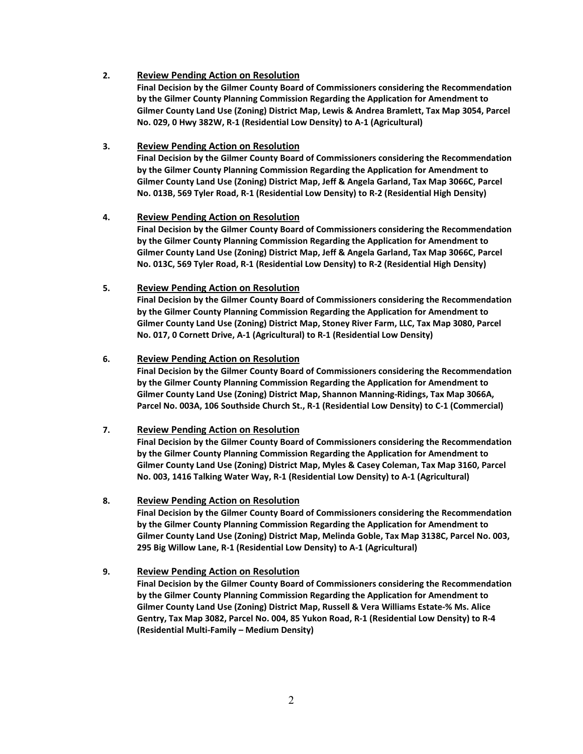2. **<u>Review Pending Action on Resolution</u>**

   **Final Decision by the Gilmer County Board of Commissioners considering the Recommendation by the Gilmer County Planning Commission Regarding the Application for Amendment to Gilmer County Land Use (Zoning) District Map, Lewis & Andrea Bramlett, Tax Map 3054, Parcel No. 029, 0 Hwy 382W, R-1 (Residential Low Density) to A-1 (Agricultural)**

3. **<u>Review Pending Action on Resolution</u>**

   **Final Decision by the Gilmer County Board of Commissioners considering the Recommendation by the Gilmer County Planning Commission Regarding the Application for Amendment to Gilmer County Land Use (Zoning) District Map, Jeff & Angela Garland, Tax Map 3066C, Parcel No. 013B, 569 Tyler Road, R-1 (Residential Low Density) to R-2 (Residential High Density)**

4. **<u>Review Pending Action on Resolution</u>**

   **Final Decision by the Gilmer County Board of Commissioners considering the Recommendation by the Gilmer County Planning Commission Regarding the Application for Amendment to Gilmer County Land Use (Zoning) District Map, Jeff & Angela Garland, Tax Map 3066C, Parcel No. 013C, 569 Tyler Road, R-1 (Residential Low Density) to R-2 (Residential High Density)**

5. **<u>Review Pending Action on Resolution</u>**

   **Final Decision by the Gilmer County Board of Commissioners considering the Recommendation by the Gilmer County Planning Commission Regarding the Application for Amendment to Gilmer County Land Use (Zoning) District Map, Stoney River Farm, LLC, Tax Map 3080, Parcel No. 017, 0 Cornett Drive, A-1 (Agricultural) to R-1 (Residential Low Density)**

6. **<u>Review Pending Action on Resolution</u>**

   **Final Decision by the Gilmer County Board of Commissioners considering the Recommendation by the Gilmer County Planning Commission Regarding the Application for Amendment to Gilmer County Land Use (Zoning) District Map, Shannon Manning-Ridings, Tax Map 3066A, Parcel No. 003A, 106 Southside Church St., R-1 (Residential Low Density) to C-1 (Commercial)**

7. **<u>Review Pending Action on Resolution</u>**

   **Final Decision by the Gilmer County Board of Commissioners considering the Recommendation by the Gilmer County Planning Commission Regarding the Application for Amendment to Gilmer County Land Use (Zoning) District Map, Myles & Casey Coleman, Tax Map 3160, Parcel No. 003, 1416 Talking Water Way, R-1 (Residential Low Density) to A-1 (Agricultural)**

8. **<u>Review Pending Action on Resolution</u>**

   **Final Decision by the Gilmer County Board of Commissioners considering the Recommendation by the Gilmer County Planning Commission Regarding the Application for Amendment to Gilmer County Land Use (Zoning) District Map, Melinda Goble, Tax Map 3138C, Parcel No. 003, 295 Big Willow Lane, R-1 (Residential Low Density) to A-1 (Agricultural)**

9. **<u>Review Pending Action on Resolution</u>**

   **Final Decision by the Gilmer County Board of Commissioners considering the Recommendation by the Gilmer County Planning Commission Regarding the Application for Amendment to Gilmer County Land Use (Zoning) District Map, Russell & Vera Williams Estate-% Ms. Alice Gentry, Tax Map 3082, Parcel No. 004, 85 Yukon Road, R-1 (Residential Low Density) to R-4 (Residential Multi-Family – Medium Density)**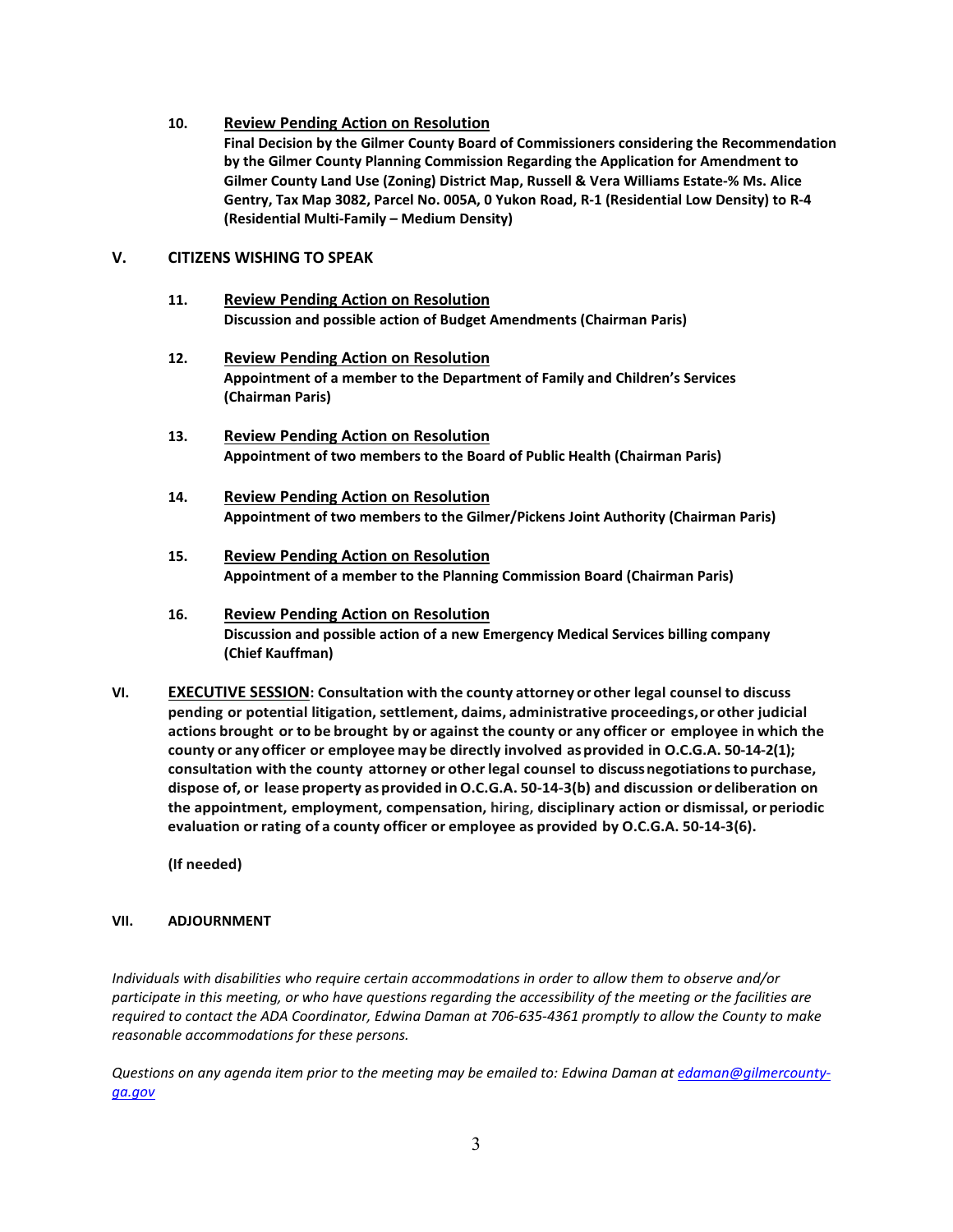10. **Review Pending Action on Resolution**
    **Final Decision by the Gilmer County Board of Commissioners considering the Recommendation by the Gilmer County Planning Commission Regarding the Application for Amendment to Gilmer County Land Use (Zoning) District Map, Russell & Vera Williams Estate-% Ms. Alice Gentry, Tax Map 3082, Parcel No. 005A, 0 Yukon Road, R-1 (Residential Low Density) to R-4 (Residential Multi-Family – Medium Density)**

## V. CITIZENS WISHING TO SPEAK

11. **Review Pending Action on Resolution**
    **Discussion and possible action of Budget Amendments (Chairman Paris)**

12. **Review Pending Action on Resolution**
    **Appointment of a member to the Department of Family and Children's Services (Chairman Paris)**

13. **Review Pending Action on Resolution**
    **Appointment of two members to the Board of Public Health (Chairman Paris)**

14. **Review Pending Action on Resolution**
    **Appointment of two members to the Gilmer/Pickens Joint Authority (Chairman Paris)**

15. **Review Pending Action on Resolution**
    **Appointment of a member to the Planning Commission Board (Chairman Paris)**

16. **Review Pending Action on Resolution**
    **Discussion and possible action of a new Emergency Medical Services billing company (Chief Kauffman)**

## VI. EXECUTIVE SESSION: Consultation with the county attorney or other legal counsel to discuss pending or potential litigation, settlement, daims, administrative proceedings, or other judicial actions brought or to be brought by or against the county or any officer or employee in which the county or any officer or employee may be directly involved as provided in O.C.G.A. 50-14-2(1); consultation with the county attorney or other legal counsel to discuss negotiations to purchase, dispose of, or lease property as provided in O.C.G.A. 50-14-3(b) and discussion or deliberation on the appointment, employment, compensation, hiring, disciplinary action or dismissal, or periodic evaluation or rating of a county officer or employee as provided by O.C.G.A. 50-14-3(6).

**(If needed)**

## VII. ADJOURNMENT

*Individuals with disabilities who require certain accommodations in order to allow them to observe and/or participate in this meeting, or who have questions regarding the accessibility of the meeting or the facilities are required to contact the ADA Coordinator, Edwina Daman at 706-635-4361 promptly to allow the County to make reasonable accommodations for these persons.*

*Questions on any agenda item prior to the meeting may be emailed to: Edwina Daman at [edaman@gilmercounty-ga.gov](mailto:edaman@gilmercounty-ga.gov)*